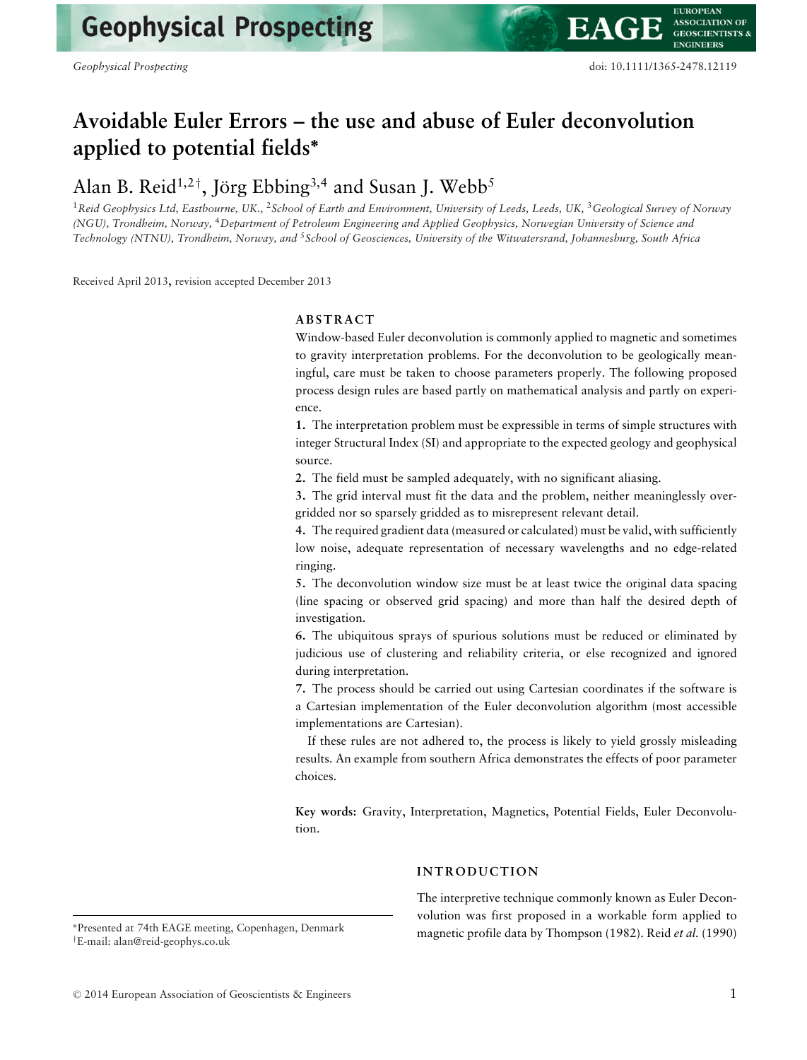# Avoidable Euler Errors – the use and abuse of Euler deconvolution applied to potential fields*

Alan B. Reid[1,2†], Jörg Ebbing[3,4] and Susan J. Webb[5]

[1]*Reid Geophysics Ltd, Eastbourne, UK.*, [2]*School of Earth and Environment, University of Leeds, Leeds, UK,* [3]*Geological Survey of Norway (NGU), Trondheim, Norway,* [4]*Department of Petroleum Engineering and Applied Geophysics, Norwegian University of Science and Technology (NTNU), Trondheim, Norway, and* [5]*School of Geosciences, University of the Witwatersrand, Johannesburg, South Africa*

Received April 2013, revision accepted December 2013

## ABSTRACT

Window-based Euler deconvolution is commonly applied to magnetic and sometimes to gravity interpretation problems. For the deconvolution to be geologically meaningful, care must be taken to choose parameters properly. The following proposed process design rules are based partly on mathematical analysis and partly on experience.

**1.** The interpretation problem must be expressible in terms of simple structures with integer Structural Index (SI) and appropriate to the expected geology and geophysical source.

**2.** The field must be sampled adequately, with no significant aliasing.

**3.** The grid interval must fit the data and the problem, neither meaninglessly over-gridded nor so sparsely gridded as to misrepresent relevant detail.

**4.** The required gradient data (measured or calculated) must be valid, with sufficiently low noise, adequate representation of necessary wavelengths and no edge-related ringing.

**5.** The deconvolution window size must be at least twice the original data spacing (line spacing or observed grid spacing) and more than half the desired depth of investigation.

**6.** The ubiquitous sprays of spurious solutions must be reduced or eliminated by judicious use of clustering and reliability criteria, or else recognized and ignored during interpretation.

**7.** The process should be carried out using Cartesian coordinates if the software is a Cartesian implementation of the Euler deconvolution algorithm (most accessible implementations are Cartesian).

If these rules are not adhered to, the process is likely to yield grossly misleading results. An example from southern Africa demonstrates the effects of poor parameter choices.

**Key words:** Gravity, Interpretation, Magnetics, Potential Fields, Euler Deconvolution.

## INTRODUCTION

The interpretive technique commonly known as Euler Deconvolution was first proposed in a workable form applied to magnetic profile data by Thompson (1982). Reid *et al.* (1990)

*Presented at 74th EAGE meeting, Copenhagen, Denmark
†E-mail: alan@reid-geophys.co.uk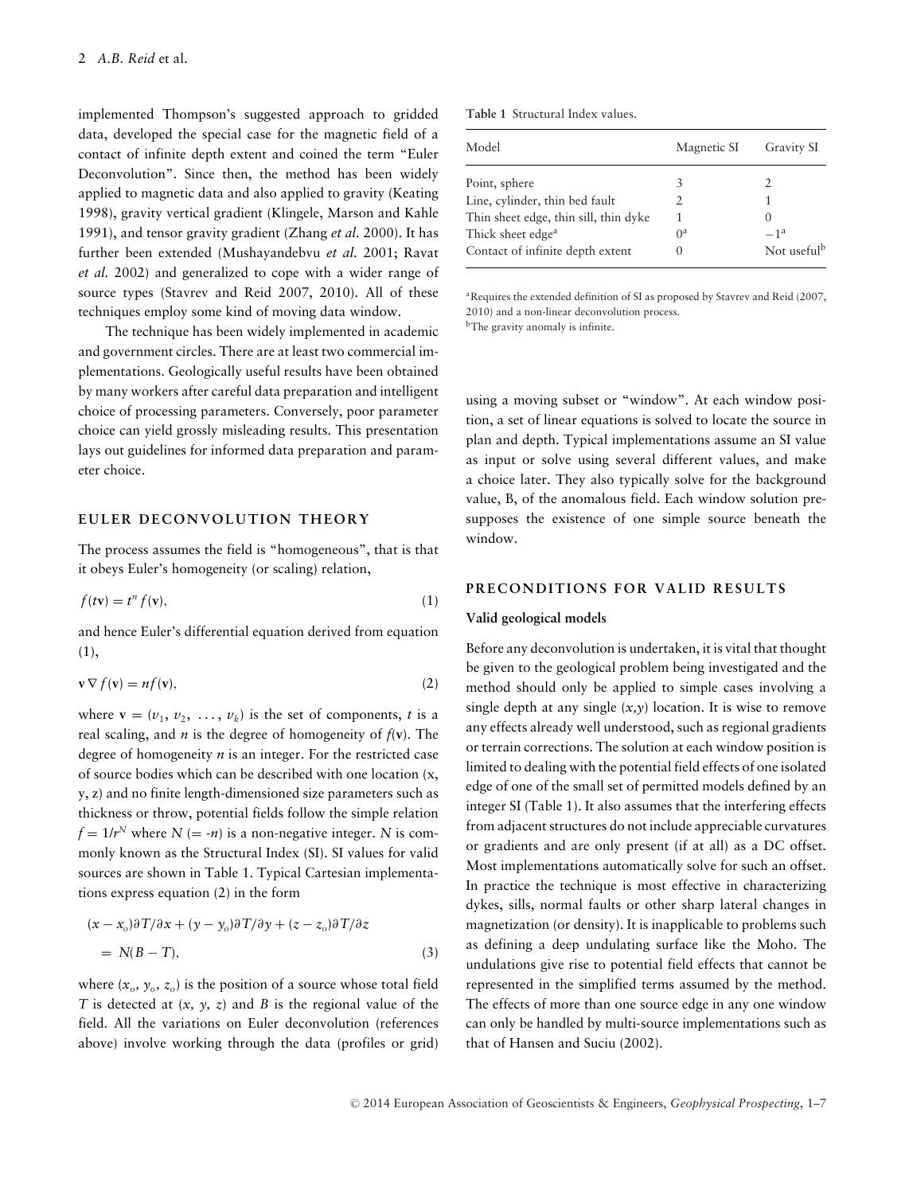implemented Thompson's suggested approach to gridded data, developed the special case for the magnetic field of a contact of infinite depth extent and coined the term "Euler Deconvolution". Since then, the method has been widely applied to magnetic data and also applied to gravity (Keating 1998), gravity vertical gradient (Klingele, Marson and Kahle 1991), and tensor gravity gradient (Zhang *et al.* 2000). It has further been extended (Mushayandebvu *et al.* 2001; Ravat *et al.* 2002) and generalized to cope with a wider range of source types (Stavrev and Reid 2007, 2010). All of these techniques employ some kind of moving data window.

The technique has been widely implemented in academic and government circles. There are at least two commercial implementations. Geologically useful results have been obtained by many workers after careful data preparation and intelligent choice of processing parameters. Conversely, poor parameter choice can yield grossly misleading results. This presentation lays out guidelines for informed data preparation and parameter choice.

## EULER DECONVOLUTION THEORY

The process assumes the field is "homogeneous", that is that it obeys Euler's homogeneity (or scaling) relation,

$$f(t\mathbf{v}) = t^n f(\mathbf{v}), \tag{1}$$

and hence Euler's differential equation derived from equation (1),

$$\mathbf{v}\nabla f(\mathbf{v}) = n f(\mathbf{v}), \tag{2}$$

where $\mathbf{v} = (v_1, v_2, \ldots, v_k)$ is the set of components, $t$ is a real scaling, and $n$ is the degree of homogeneity of $f(\mathbf{v})$. The degree of homogeneity $n$ is an integer. For the restricted case of source bodies which can be described with one location (x, y, z) and no finite length-dimensioned size parameters such as thickness or throw, potential fields follow the simple relation $f = 1/r^N$ where $N$ (= $-n$) is a non-negative integer. $N$ is commonly known as the Structural Index (SI). SI values for valid sources are shown in Table 1. Typical Cartesian implementations express equation (2) in the form

$$(x - x_o)\partial T/\partial x + (y - y_o)\partial T/\partial y + (z - z_o)\partial T/\partial z = N(B - T), \tag{3}$$

where $(x_o, y_o, z_o)$ is the position of a source whose total field $T$ is detected at $(x, y, z)$ and $B$ is the regional value of the field. All the variations on Euler deconvolution (references above) involve working through the data (profiles or grid) using a moving subset or "window". At each window position, a set of linear equations is solved to locate the source in plan and depth. Typical implementations assume an SI value as input or solve using several different values, and make a choice later. They also typically solve for the background value, B, of the anomalous field. Each window solution presupposes the existence of one simple source beneath the window.

**Table 1** Structural Index values.

| Model | Magnetic SI | Gravity SI |
|---|---|---|
| Point, sphere | 3 | 2 |
| Line, cylinder, thin bed fault | 2 | 1 |
| Thin sheet edge, thin sill, thin dyke | 1 | 0 |
| Thick sheet edge[a] | 0[a] | −1[a] |
| Contact of infinite depth extent | 0 | Not useful[b] |

[a]Requires the extended definition of SI as proposed by Stavrev and Reid (2007, 2010) and a non-linear deconvolution process.
[b]The gravity anomaly is infinite.

## PRECONDITIONS FOR VALID RESULTS

### Valid geological models

Before any deconvolution is undertaken, it is vital that thought be given to the geological problem being investigated and the method should only be applied to simple cases involving a single depth at any single $(x,y)$ location. It is wise to remove any effects already well understood, such as regional gradients or terrain corrections. The solution at each window position is limited to dealing with the potential field effects of one isolated edge of one of the small set of permitted models defined by an integer SI (Table 1). It also assumes that the interfering effects from adjacent structures do not include appreciable curvatures or gradients and are only present (if at all) as a DC offset. Most implementations automatically solve for such an offset. In practice the technique is most effective in characterizing dykes, sills, normal faults or other sharp lateral changes in magnetization (or density). It is inapplicable to problems such as defining a deep undulating surface like the Moho. The undulations give rise to potential field effects that cannot be represented in the simplified terms assumed by the method. The effects of more than one source edge in any one window can only be handled by multi-source implementations such as that of Hansen and Suciu (2002).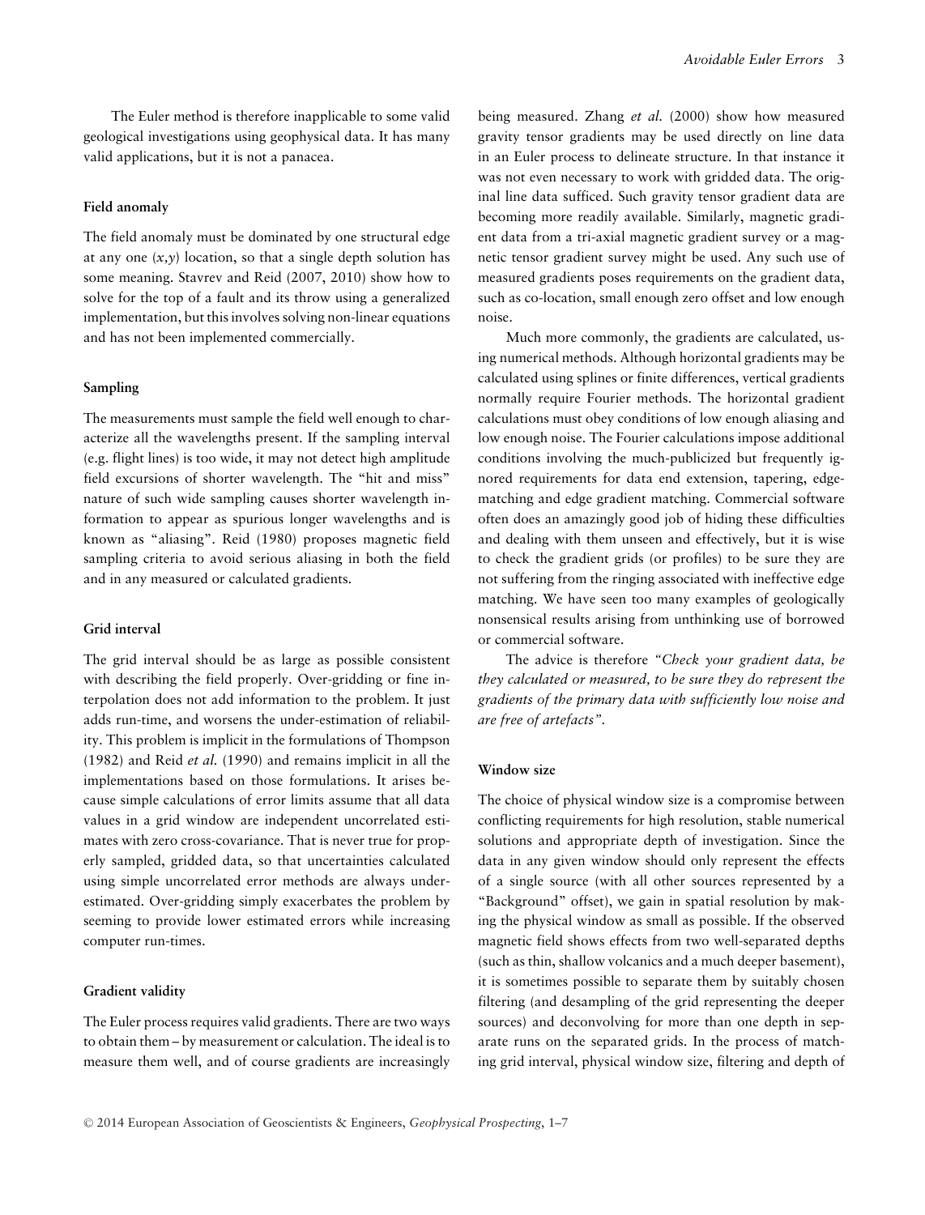The Euler method is therefore inapplicable to some valid geological investigations using geophysical data. It has many valid applications, but it is not a panacea.

### Field anomaly

The field anomaly must be dominated by one structural edge at any one $(x,y)$ location, so that a single depth solution has some meaning. Stavrev and Reid (2007, 2010) show how to solve for the top of a fault and its throw using a generalized implementation, but this involves solving non-linear equations and has not been implemented commercially.

### Sampling

The measurements must sample the field well enough to characterize all the wavelengths present. If the sampling interval (e.g. flight lines) is too wide, it may not detect high amplitude field excursions of shorter wavelength. The "hit and miss" nature of such wide sampling causes shorter wavelength information to appear as spurious longer wavelengths and is known as "aliasing". Reid (1980) proposes magnetic field sampling criteria to avoid serious aliasing in both the field and in any measured or calculated gradients.

### Grid interval

The grid interval should be as large as possible consistent with describing the field properly. Over-gridding or fine interpolation does not add information to the problem. It just adds run-time, and worsens the under-estimation of reliability. This problem is implicit in the formulations of Thompson (1982) and Reid *et al.* (1990) and remains implicit in all the implementations based on those formulations. It arises because simple calculations of error limits assume that all data values in a grid window are independent uncorrelated estimates with zero cross-covariance. That is never true for properly sampled, gridded data, so that uncertainties calculated using simple uncorrelated error methods are always underestimated. Over-gridding simply exacerbates the problem by seeming to provide lower estimated errors while increasing computer run-times.

### Gradient validity

The Euler process requires valid gradients. There are two ways to obtain them – by measurement or calculation. The ideal is to measure them well, and of course gradients are increasingly being measured. Zhang *et al.* (2000) show how measured gravity tensor gradients may be used directly on line data in an Euler process to delineate structure. In that instance it was not even necessary to work with gridded data. The original line data sufficed. Such gravity tensor gradient data are becoming more readily available. Similarly, magnetic gradient data from a tri-axial magnetic gradient survey or a magnetic tensor gradient survey might be used. Any such use of measured gradients poses requirements on the gradient data, such as co-location, small enough zero offset and low enough noise.

Much more commonly, the gradients are calculated, using numerical methods. Although horizontal gradients may be calculated using splines or finite differences, vertical gradients normally require Fourier methods. The horizontal gradient calculations must obey conditions of low enough aliasing and low enough noise. The Fourier calculations impose additional conditions involving the much-publicized but frequently ignored requirements for data end extension, tapering, edge-matching and edge gradient matching. Commercial software often does an amazingly good job of hiding these difficulties and dealing with them unseen and effectively, but it is wise to check the gradient grids (or profiles) to be sure they are not suffering from the ringing associated with ineffective edge matching. We have seen too many examples of geologically nonsensical results arising from unthinking use of borrowed or commercial software.

The advice is therefore *"Check your gradient data, be they calculated or measured, to be sure they do represent the gradients of the primary data with sufficiently low noise and are free of artefacts"*.

### Window size

The choice of physical window size is a compromise between conflicting requirements for high resolution, stable numerical solutions and appropriate depth of investigation. Since the data in any given window should only represent the effects of a single source (with all other sources represented by a "Background" offset), we gain in spatial resolution by making the physical window as small as possible. If the observed magnetic field shows effects from two well-separated depths (such as thin, shallow volcanics and a much deeper basement), it is sometimes possible to separate them by suitably chosen filtering (and desampling of the grid representing the deeper sources) and deconvolving for more than one depth in separate runs on the separated grids. In the process of matching grid interval, physical window size, filtering and depth of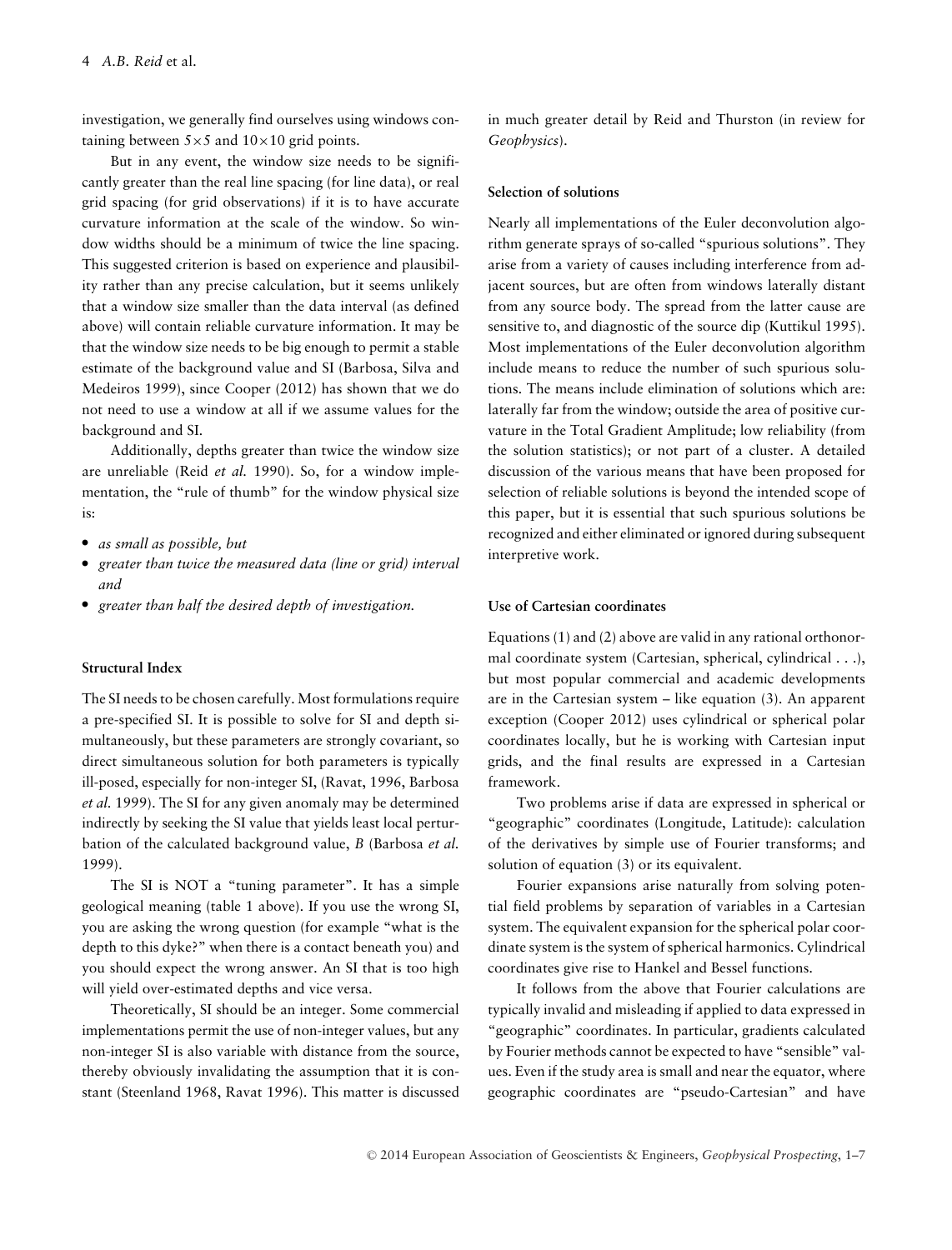investigation, we generally find ourselves using windows containing between $5\times5$ and $10\times10$ grid points.

But in any event, the window size needs to be significantly greater than the real line spacing (for line data), or real grid spacing (for grid observations) if it is to have accurate curvature information at the scale of the window. So window widths should be a minimum of twice the line spacing. This suggested criterion is based on experience and plausibility rather than any precise calculation, but it seems unlikely that a window size smaller than the data interval (as defined above) will contain reliable curvature information. It may be that the window size needs to be big enough to permit a stable estimate of the background value and SI (Barbosa, Silva and Medeiros 1999), since Cooper (2012) has shown that we do not need to use a window at all if we assume values for the background and SI.

Additionally, depths greater than twice the window size are unreliable (Reid *et al.* 1990). So, for a window implementation, the "rule of thumb" for the window physical size is:

- *as small as possible, but*
- *greater than twice the measured data (line or grid) interval and*
- *greater than half the desired depth of investigation.*

### Structural Index

The SI needs to be chosen carefully. Most formulations require a pre-specified SI. It is possible to solve for SI and depth simultaneously, but these parameters are strongly covariant, so direct simultaneous solution for both parameters is typically ill-posed, especially for non-integer SI, (Ravat, 1996, Barbosa *et al.* 1999). The SI for any given anomaly may be determined indirectly by seeking the SI value that yields least local perturbation of the calculated background value, $B$ (Barbosa *et al.* 1999).

The SI is NOT a "tuning parameter". It has a simple geological meaning (table 1 above). If you use the wrong SI, you are asking the wrong question (for example "what is the depth to this dyke?" when there is a contact beneath you) and you should expect the wrong answer. An SI that is too high will yield over-estimated depths and vice versa.

Theoretically, SI should be an integer. Some commercial implementations permit the use of non-integer values, but any non-integer SI is also variable with distance from the source, thereby obviously invalidating the assumption that it is constant (Steenland 1968, Ravat 1996). This matter is discussed in much greater detail by Reid and Thurston (in review for *Geophysics*).

### Selection of solutions

Nearly all implementations of the Euler deconvolution algorithm generate sprays of so-called "spurious solutions". They arise from a variety of causes including interference from adjacent sources, but are often from windows laterally distant from any source body. The spread from the latter cause are sensitive to, and diagnostic of the source dip (Kuttikul 1995). Most implementations of the Euler deconvolution algorithm include means to reduce the number of such spurious solutions. The means include elimination of solutions which are: laterally far from the window; outside the area of positive curvature in the Total Gradient Amplitude; low reliability (from the solution statistics); or not part of a cluster. A detailed discussion of the various means that have been proposed for selection of reliable solutions is beyond the intended scope of this paper, but it is essential that such spurious solutions be recognized and either eliminated or ignored during subsequent interpretive work.

### Use of Cartesian coordinates

Equations (1) and (2) above are valid in any rational orthonormal coordinate system (Cartesian, spherical, cylindrical . . .), but most popular commercial and academic developments are in the Cartesian system – like equation (3). An apparent exception (Cooper 2012) uses cylindrical or spherical polar coordinates locally, but he is working with Cartesian input grids, and the final results are expressed in a Cartesian framework.

Two problems arise if data are expressed in spherical or "geographic" coordinates (Longitude, Latitude): calculation of the derivatives by simple use of Fourier transforms; and solution of equation (3) or its equivalent.

Fourier expansions arise naturally from solving potential field problems by separation of variables in a Cartesian system. The equivalent expansion for the spherical polar coordinate system is the system of spherical harmonics. Cylindrical coordinates give rise to Hankel and Bessel functions.

It follows from the above that Fourier calculations are typically invalid and misleading if applied to data expressed in "geographic" coordinates. In particular, gradients calculated by Fourier methods cannot be expected to have "sensible" values. Even if the study area is small and near the equator, where geographic coordinates are "pseudo-Cartesian" and have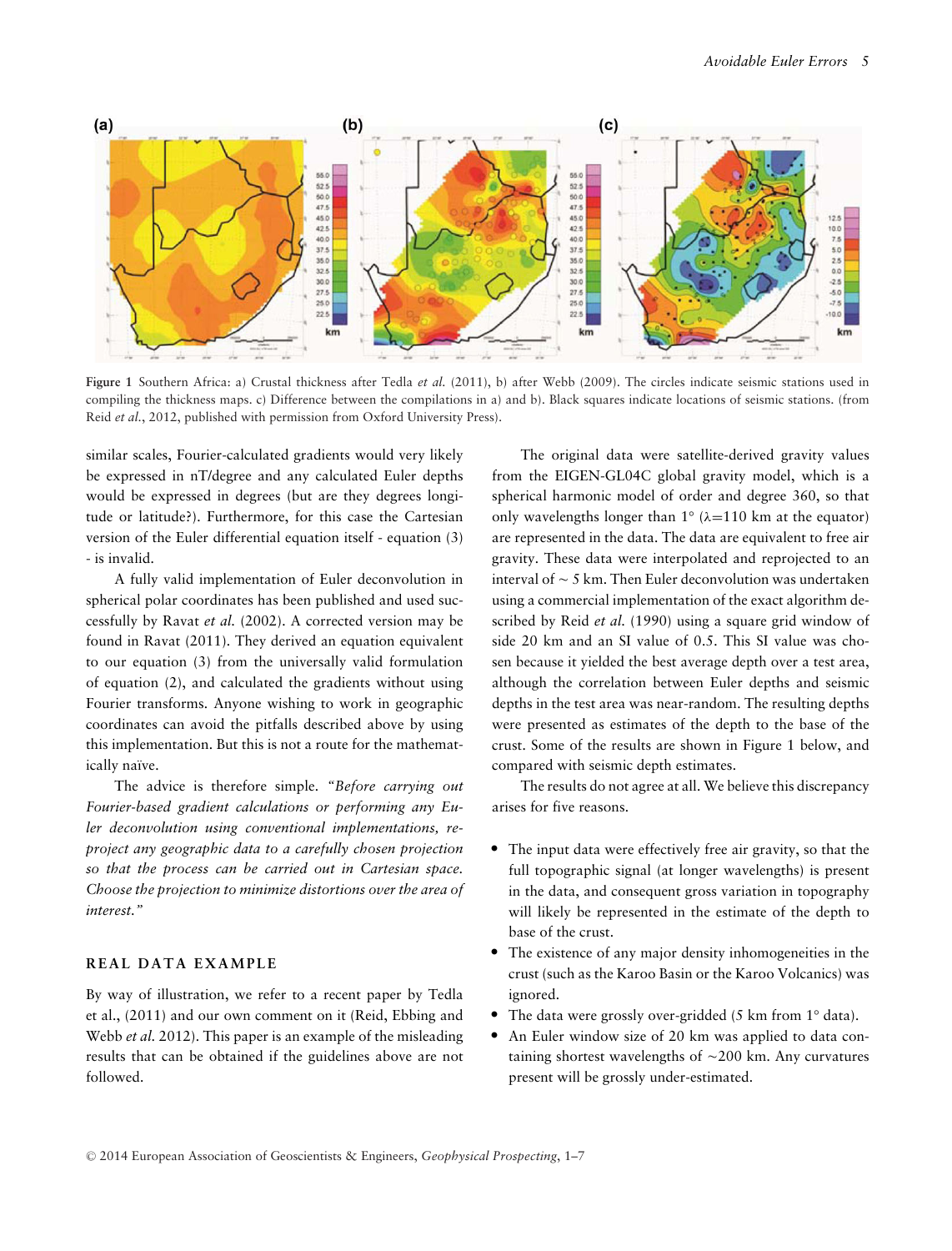Figure 1 Southern Africa: a) Crustal thickness after Tedla *et al.* (2011), b) after Webb (2009). The circles indicate seismic stations used in compiling the thickness maps. c) Difference between the compilations in a) and b). Black squares indicate locations of seismic stations. (from Reid *et al.*, 2012, published with permission from Oxford University Press).

similar scales, Fourier-calculated gradients would very likely be expressed in nT/degree and any calculated Euler depths would be expressed in degrees (but are they degrees longitude or latitude?). Furthermore, for this case the Cartesian version of the Euler differential equation itself - equation (3) - is invalid.

A fully valid implementation of Euler deconvolution in spherical polar coordinates has been published and used successfully by Ravat *et al.* (2002). A corrected version may be found in Ravat (2011). They derived an equation equivalent to our equation (3) from the universally valid formulation of equation (2), and calculated the gradients without using Fourier transforms. Anyone wishing to work in geographic coordinates can avoid the pitfalls described above by using this implementation. But this is not a route for the mathematically naïve.

The advice is therefore simple. *"Before carrying out Fourier-based gradient calculations or performing any Euler deconvolution using conventional implementations, reproject any geographic data to a carefully chosen projection so that the process can be carried out in Cartesian space. Choose the projection to minimize distortions over the area of interest."*

## REAL DATA EXAMPLE

By way of illustration, we refer to a recent paper by Tedla et al., (2011) and our own comment on it (Reid, Ebbing and Webb *et al.* 2012). This paper is an example of the misleading results that can be obtained if the guidelines above are not followed.

The original data were satellite-derived gravity values from the EIGEN-GL04C global gravity model, which is a spherical harmonic model of order and degree 360, so that only wavelengths longer than 1° ($\lambda$=110 km at the equator) are represented in the data. The data are equivalent to free air gravity. These data were interpolated and reprojected to an interval of ~ 5 km. Then Euler deconvolution was undertaken using a commercial implementation of the exact algorithm described by Reid *et al.* (1990) using a square grid window of side 20 km and an SI value of 0.5. This SI value was chosen because it yielded the best average depth over a test area, although the correlation between Euler depths and seismic depths in the test area was near-random. The resulting depths were presented as estimates of the depth to the base of the crust. Some of the results are shown in Figure 1 below, and compared with seismic depth estimates.

The results do not agree at all. We believe this discrepancy arises for five reasons.

- The input data were effectively free air gravity, so that the full topographic signal (at longer wavelengths) is present in the data, and consequent gross variation in topography will likely be represented in the estimate of the depth to base of the crust.
- The existence of any major density inhomogeneities in the crust (such as the Karoo Basin or the Karoo Volcanics) was ignored.
- The data were grossly over-gridded (5 km from 1° data).
- An Euler window size of 20 km was applied to data containing shortest wavelengths of ~200 km. Any curvatures present will be grossly under-estimated.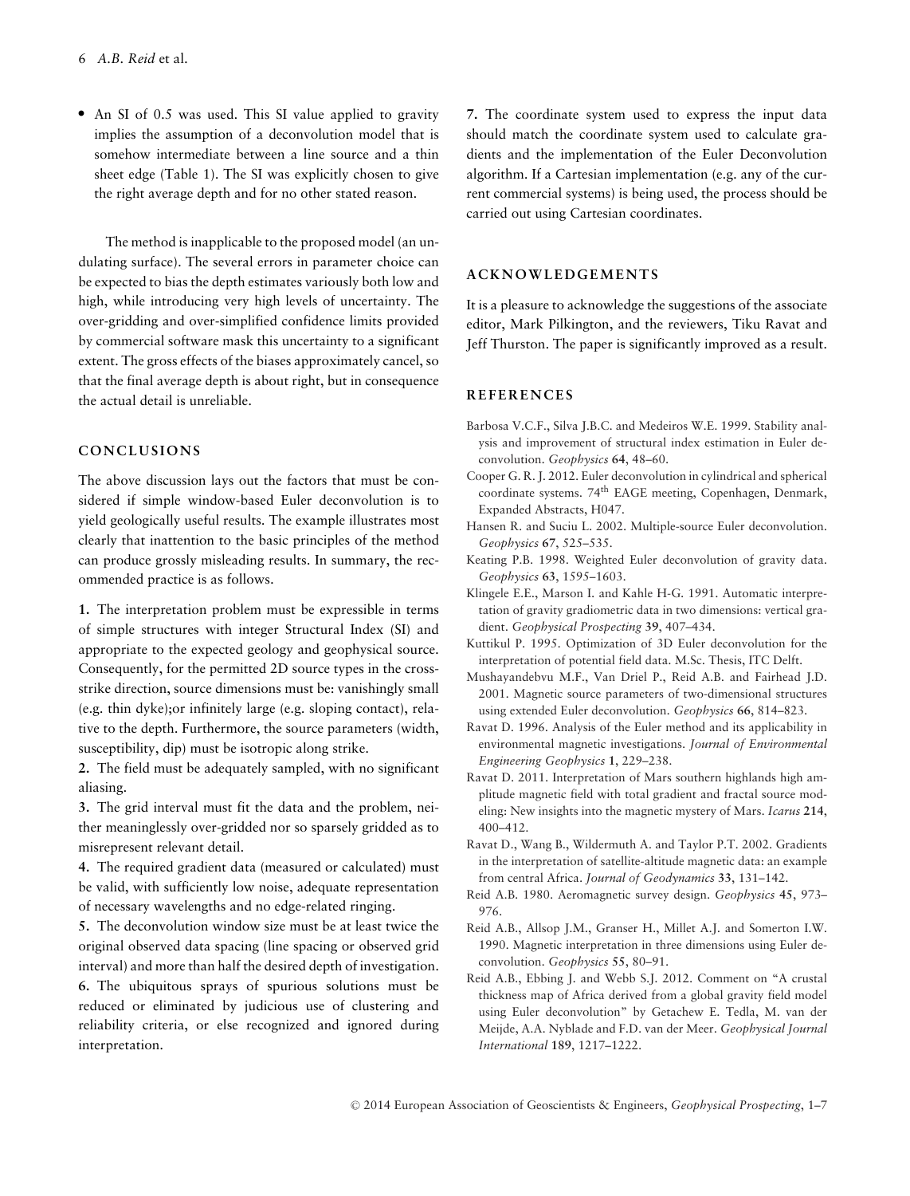- An SI of 0.5 was used. This SI value applied to gravity implies the assumption of a deconvolution model that is somehow intermediate between a line source and a thin sheet edge (Table 1). The SI was explicitly chosen to give the right average depth and for no other stated reason.

The method is inapplicable to the proposed model (an undulating surface). The several errors in parameter choice can be expected to bias the depth estimates variously both low and high, while introducing very high levels of uncertainty. The over-gridding and over-simplified confidence limits provided by commercial software mask this uncertainty to a significant extent. The gross effects of the biases approximately cancel, so that the final average depth is about right, but in consequence the actual detail is unreliable.

## CONCLUSIONS

The above discussion lays out the factors that must be considered if simple window-based Euler deconvolution is to yield geologically useful results. The example illustrates most clearly that inattention to the basic principles of the method can produce grossly misleading results. In summary, the recommended practice is as follows.

**1.** The interpretation problem must be expressible in terms of simple structures with integer Structural Index (SI) and appropriate to the expected geology and geophysical source. Consequently, for the permitted 2D source types in the cross-strike direction, source dimensions must be: vanishingly small (e.g. thin dyke);or infinitely large (e.g. sloping contact), relative to the depth. Furthermore, the source parameters (width, susceptibility, dip) must be isotropic along strike.

**2.** The field must be adequately sampled, with no significant aliasing.

**3.** The grid interval must fit the data and the problem, neither meaninglessly over-gridded nor so sparsely gridded as to misrepresent relevant detail.

**4.** The required gradient data (measured or calculated) must be valid, with sufficiently low noise, adequate representation of necessary wavelengths and no edge-related ringing.

**5.** The deconvolution window size must be at least twice the original observed data spacing (line spacing or observed grid interval) and more than half the desired depth of investigation.

**6.** The ubiquitous sprays of spurious solutions must be reduced or eliminated by judicious use of clustering and reliability criteria, or else recognized and ignored during interpretation.

**7.** The coordinate system used to express the input data should match the coordinate system used to calculate gradients and the implementation of the Euler Deconvolution algorithm. If a Cartesian implementation (e.g. any of the current commercial systems) is being used, the process should be carried out using Cartesian coordinates.

## ACKNOWLEDGEMENTS

It is a pleasure to acknowledge the suggestions of the associate editor, Mark Pilkington, and the reviewers, Tiku Ravat and Jeff Thurston. The paper is significantly improved as a result.

## REFERENCES

Barbosa V.C.F., Silva J.B.C. and Medeiros W.E. 1999. Stability analysis and improvement of structural index estimation in Euler deconvolution. *Geophysics* **64**, 48–60.

Cooper G. R. J. 2012. Euler deconvolution in cylindrical and spherical coordinate systems. 74th EAGE meeting, Copenhagen, Denmark, Expanded Abstracts, H047.

Hansen R. and Suciu L. 2002. Multiple-source Euler deconvolution. *Geophysics* **67**, 525–535.

Keating P.B. 1998. Weighted Euler deconvolution of gravity data. *Geophysics* **63**, 1595–1603.

Klingele E.E., Marson I. and Kahle H-G. 1991. Automatic interpretation of gravity gradiometric data in two dimensions: vertical gradient. *Geophysical Prospecting* **39**, 407–434.

Kuttikul P. 1995. Optimization of 3D Euler deconvolution for the interpretation of potential field data. M.Sc. Thesis, ITC Delft.

Mushayandebvu M.F., Van Driel P., Reid A.B. and Fairhead J.D. 2001. Magnetic source parameters of two-dimensional structures using extended Euler deconvolution. *Geophysics* **66**, 814–823.

Ravat D. 1996. Analysis of the Euler method and its applicability in environmental magnetic investigations. *Journal of Environmental Engineering Geophysics* **1**, 229–238.

Ravat D. 2011. Interpretation of Mars southern highlands high amplitude magnetic field with total gradient and fractal source modeling: New insights into the magnetic mystery of Mars. *Icarus* **214**, 400–412.

Ravat D., Wang B., Wildermuth A. and Taylor P.T. 2002. Gradients in the interpretation of satellite-altitude magnetic data: an example from central Africa. *Journal of Geodynamics* **33**, 131–142.

Reid A.B. 1980. Aeromagnetic survey design. *Geophysics* **45**, 973–976.

Reid A.B., Allsop J.M., Granser H., Millet A.J. and Somerton I.W. 1990. Magnetic interpretation in three dimensions using Euler deconvolution. *Geophysics* **55**, 80–91.

Reid A.B., Ebbing J. and Webb S.J. 2012. Comment on "A crustal thickness map of Africa derived from a global gravity field model using Euler deconvolution" by Getachew E. Tedla, M. van der Meijde, A.A. Nyblade and F.D. van der Meer. *Geophysical Journal International* **189**, 1217–1222.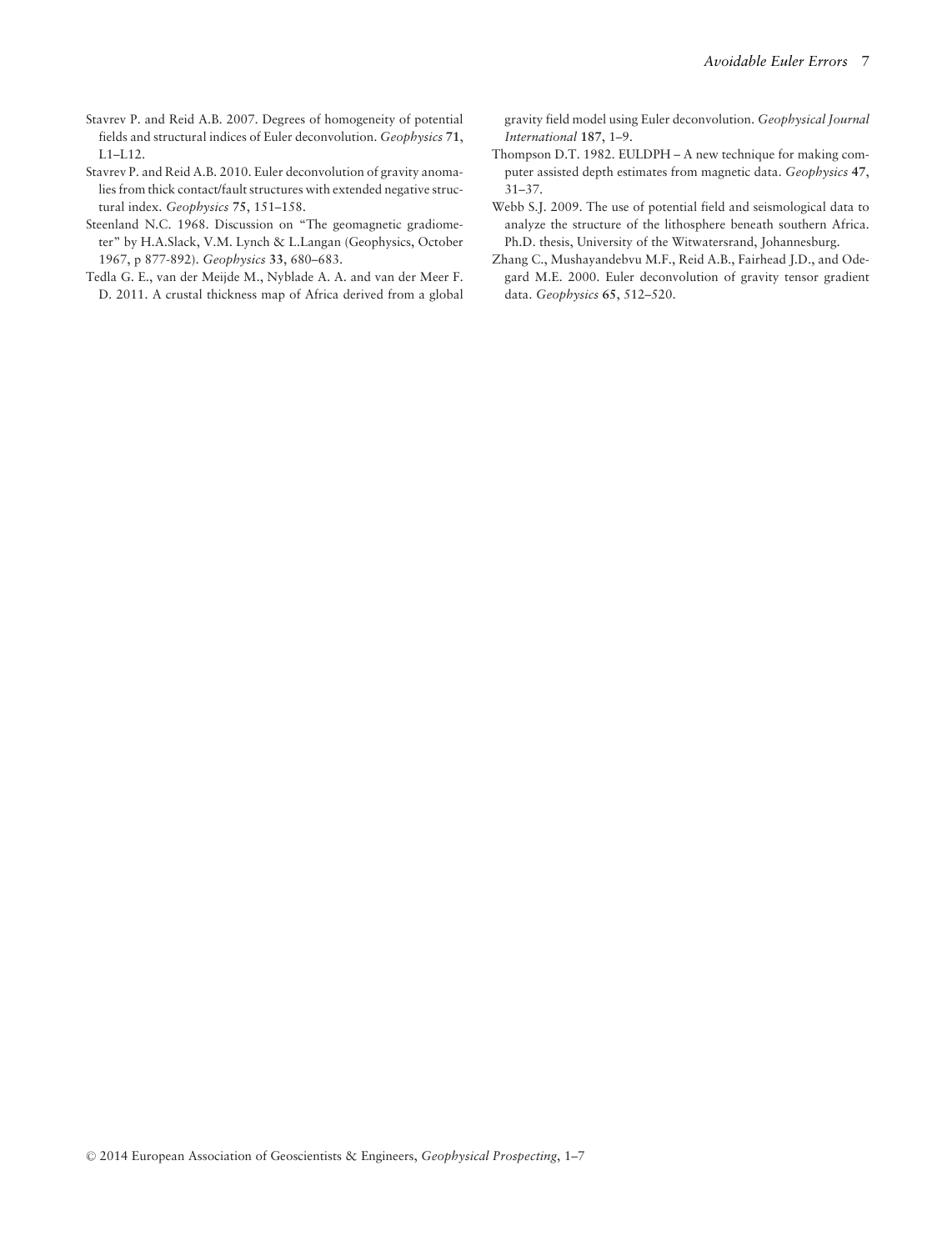Stavrev P. and Reid A.B. 2007. Degrees of homogeneity of potential fields and structural indices of Euler deconvolution. *Geophysics* **71**, L1–L12.

Stavrev P. and Reid A.B. 2010. Euler deconvolution of gravity anomalies from thick contact/fault structures with extended negative structural index. *Geophysics* **75**, 151–158.

Steenland N.C. 1968. Discussion on "The geomagnetic gradiometer" by H.A.Slack, V.M. Lynch & L.Langan (Geophysics, October 1967, p 877-892). *Geophysics* **33**, 680–683.

Tedla G. E., van der Meijde M., Nyblade A. A. and van der Meer F. D. 2011. A crustal thickness map of Africa derived from a global gravity field model using Euler deconvolution. *Geophysical Journal International* **187**, 1–9.

Thompson D.T. 1982. EULDPH – A new technique for making computer assisted depth estimates from magnetic data. *Geophysics* **47**, 31–37.

Webb S.J. 2009. The use of potential field and seismological data to analyze the structure of the lithosphere beneath southern Africa. Ph.D. thesis, University of the Witwatersrand, Johannesburg.

Zhang C., Mushayandebvu M.F., Reid A.B., Fairhead J.D., and Odegard M.E. 2000. Euler deconvolution of gravity tensor gradient data. *Geophysics* **65**, 512–520.